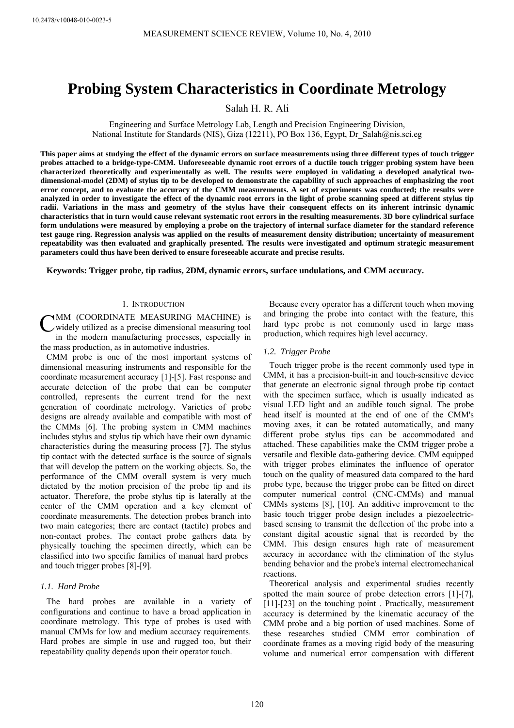# Probing System Characteristics in Coordinate Metrology

Salah H. R. Ali

Engineering and Surface Metrology Lab, Length and Precision Engineering Division,
National Institute for Standards (NIS), Giza (12211), PO Box 136, Egypt, Dr_Salah@nis.sci.eg

**This paper aims at studying the effect of the dynamic errors on surface measurements using three different types of touch trigger probes attached to a bridge-type-CMM. Unforeseeable dynamic root errors of a ductile touch trigger probing system have been characterized theoretically and experimentally as well. The results were employed in validating a developed analytical two-dimensional-model (2DM) of stylus tip to be developed to demonstrate the capability of such approaches of emphasizing the root error concept, and to evaluate the accuracy of the CMM measurements. A set of experiments was conducted; the results were analyzed in order to investigate the effect of the dynamic root errors in the light of probe scanning speed at different stylus tip radii. Variations in the mass and geometry of the stylus have their consequent effects on its inherent intrinsic dynamic characteristics that in turn would cause relevant systematic root errors in the resulting measurements. 3D bore cylindrical surface form undulations were measured by employing a probe on the trajectory of internal surface diameter for the standard reference test gauge ring. Regression analysis was applied on the results of measurement density distribution; uncertainty of measurement repeatability was then evaluated and graphically presented. The results were investigated and optimum strategic measurement parameters could thus have been derived to ensure foreseeable accurate and precise results.**

**Keywords: Trigger probe, tip radius, 2DM, dynamic errors, surface undulations, and CMM accuracy.**

## 1. Introduction

CMM (COORDINATE MEASURING MACHINE) is widely utilized as a precise dimensional measuring tool in the modern manufacturing processes, especially in the mass production, as in automotive industries.

CMM probe is one of the most important systems of dimensional measuring instruments and responsible for the coordinate measurement accuracy [1]-[5]. Fast response and accurate detection of the probe that can be computer controlled, represents the current trend for the next generation of coordinate metrology. Varieties of probe designs are already available and compatible with most of the CMMs [6]. The probing system in CMM machines includes stylus and stylus tip which have their own dynamic characteristics during the measuring process [7]. The stylus tip contact with the detected surface is the source of signals that will develop the pattern on the working objects. So, the performance of the CMM overall system is very much dictated by the motion precision of the probe tip and its actuator. Therefore, the probe stylus tip is laterally at the center of the CMM operation and a key element of coordinate measurements. The detection probes branch into two main categories; there are contact (tactile) probes and non-contact probes. The contact probe gathers data by physically touching the specimen directly, which can be classified into two specific families of manual hard probes and touch trigger probes [8]-[9].

### 1.1. Hard Probe

The hard probes are available in a variety of configurations and continue to have a broad application in coordinate metrology. This type of probes is used with manual CMMs for low and medium accuracy requirements. Hard probes are simple in use and rugged too, but their repeatability quality depends upon their operator touch.

Because every operator has a different touch when moving and bringing the probe into contact with the feature, this hard type probe is not commonly used in large mass production, which requires high level accuracy.

### 1.2. Trigger Probe

Touch trigger probe is the recent commonly used type in CMM, it has a precision-built-in and touch-sensitive device that generate an electronic signal through probe tip contact with the specimen surface, which is usually indicated as visual LED light and an audible touch signal. The probe head itself is mounted at the end of one of the CMM's moving axes, it can be rotated automatically, and many different probe stylus tips can be accommodated and attached. These capabilities make the CMM trigger probe a versatile and flexible data-gathering device. CMM equipped with trigger probes eliminates the influence of operator touch on the quality of measured data compared to the hard probe type, because the trigger probe can be fitted on direct computer numerical control (CNC-CMMs) and manual CMMs systems [8], [10]. An additive improvement to the basic touch trigger probe design includes a piezoelectric-based sensing to transmit the deflection of the probe into a constant digital acoustic signal that is recorded by the CMM. This design ensures high rate of measurement accuracy in accordance with the elimination of the stylus bending behavior and the probe's internal electromechanical reactions.

Theoretical analysis and experimental studies recently spotted the main source of probe detection errors [1]-[7], [11]-[23] on the touching point . Practically, measurement accuracy is determined by the kinematic accuracy of the CMM probe and a big portion of used machines. Some of these researches studied CMM error combination of coordinate frames as a moving rigid body of the measuring volume and numerical error compensation with different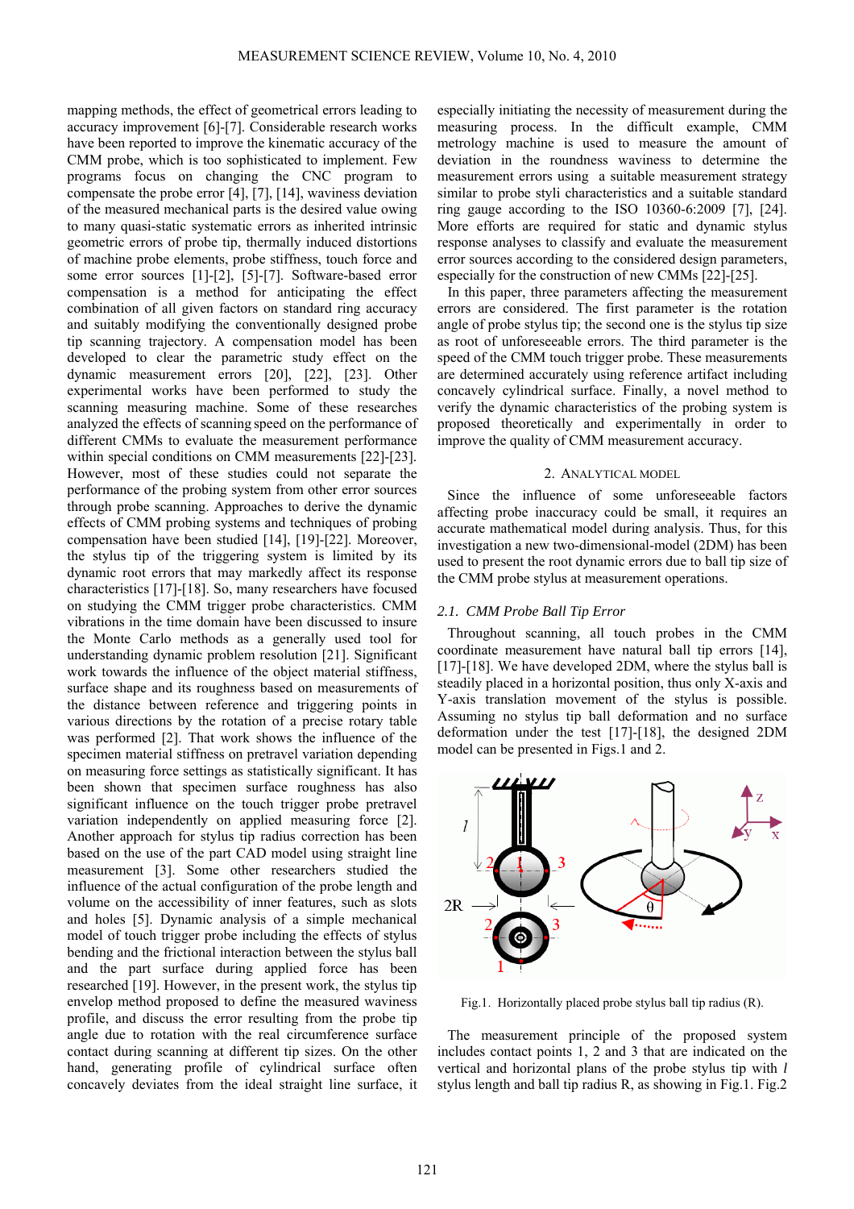mapping methods, the effect of geometrical errors leading to accuracy improvement [6]-[7]. Considerable research works have been reported to improve the kinematic accuracy of the CMM probe, which is too sophisticated to implement. Few programs focus on changing the CNC program to compensate the probe error [4], [7], [14], waviness deviation of the measured mechanical parts is the desired value owing to many quasi-static systematic errors as inherited intrinsic geometric errors of probe tip, thermally induced distortions of machine probe elements, probe stiffness, touch force and some error sources [1]-[2], [5]-[7]. Software-based error compensation is a method for anticipating the effect combination of all given factors on standard ring accuracy and suitably modifying the conventionally designed probe tip scanning trajectory. A compensation model has been developed to clear the parametric study effect on the dynamic measurement errors [20], [22], [23]. Other experimental works have been performed to study the scanning measuring machine. Some of these researches analyzed the effects of scanning speed on the performance of different CMMs to evaluate the measurement performance within special conditions on CMM measurements [22]-[23]. However, most of these studies could not separate the performance of the probing system from other error sources through probe scanning. Approaches to derive the dynamic effects of CMM probing systems and techniques of probing compensation have been studied [14], [19]-[22]. Moreover, the stylus tip of the triggering system is limited by its dynamic root errors that may markedly affect its response characteristics [17]-[18]. So, many researchers have focused on studying the CMM trigger probe characteristics. CMM vibrations in the time domain have been discussed to insure the Monte Carlo methods as a generally used tool for understanding dynamic problem resolution [21]. Significant work towards the influence of the object material stiffness, surface shape and its roughness based on measurements of the distance between reference and triggering points in various directions by the rotation of a precise rotary table was performed [2]. That work shows the influence of the specimen material stiffness on pretravel variation depending on measuring force settings as statistically significant. It has been shown that specimen surface roughness has also significant influence on the touch trigger probe pretravel variation independently on applied measuring force [2]. Another approach for stylus tip radius correction has been based on the use of the part CAD model using straight line measurement [3]. Some other researchers studied the influence of the actual configuration of the probe length and volume on the accessibility of inner features, such as slots and holes [5]. Dynamic analysis of a simple mechanical model of touch trigger probe including the effects of stylus bending and the frictional interaction between the stylus ball and the part surface during applied force has been researched [19]. However, in the present work, the stylus tip envelop method proposed to define the measured waviness profile, and discuss the error resulting from the probe tip angle due to rotation with the real circumference surface contact during scanning at different tip sizes. On the other hand, generating profile of cylindrical surface often concavely deviates from the ideal straight line surface, it especially initiating the necessity of measurement during the measuring process. In the difficult example, CMM metrology machine is used to measure the amount of deviation in the roundness waviness to determine the measurement errors using a suitable measurement strategy similar to probe styli characteristics and a suitable standard ring gauge according to the ISO 10360-6:2009 [7], [24]. More efforts are required for static and dynamic stylus response analyses to classify and evaluate the measurement error sources according to the considered design parameters, especially for the construction of new CMMs [22]-[25].

In this paper, three parameters affecting the measurement errors are considered. The first parameter is the rotation angle of probe stylus tip; the second one is the stylus tip size as root of unforeseeable errors. The third parameter is the speed of the CMM touch trigger probe. These measurements are determined accurately using reference artifact including concavely cylindrical surface. Finally, a novel method to verify the dynamic characteristics of the probing system is proposed theoretically and experimentally in order to improve the quality of CMM measurement accuracy.

## 2. Analytical Model

Since the influence of some unforeseeable factors affecting probe inaccuracy could be small, it requires an accurate mathematical model during analysis. Thus, for this investigation a new two-dimensional-model (2DM) has been used to present the root dynamic errors due to ball tip size of the CMM probe stylus at measurement operations.

### 2.1. CMM Probe Ball Tip Error

Throughout scanning, all touch probes in the CMM coordinate measurement have natural ball tip errors [14], [17]-[18]. We have developed 2DM, where the stylus ball is horizontally placed in a horizontal position, thus only X-axis and Y-axis translation movement of the stylus is possible. Assuming no stylus tip ball deformation and no surface deformation under the test [17]-[18], the designed 2DM model can be presented in Figs.1 and 2.

l
2
1
3
2R
2
3
1
θ
z
y
x

Fig.1. Horizontally placed probe stylus ball tip radius (R).

The measurement principle of the proposed system includes contact points 1, 2 and 3 that are indicated on the vertical and horizontal plans of the probe stylus tip with $l$ stylus length and ball tip radius R, as showing in Fig.1. Fig.2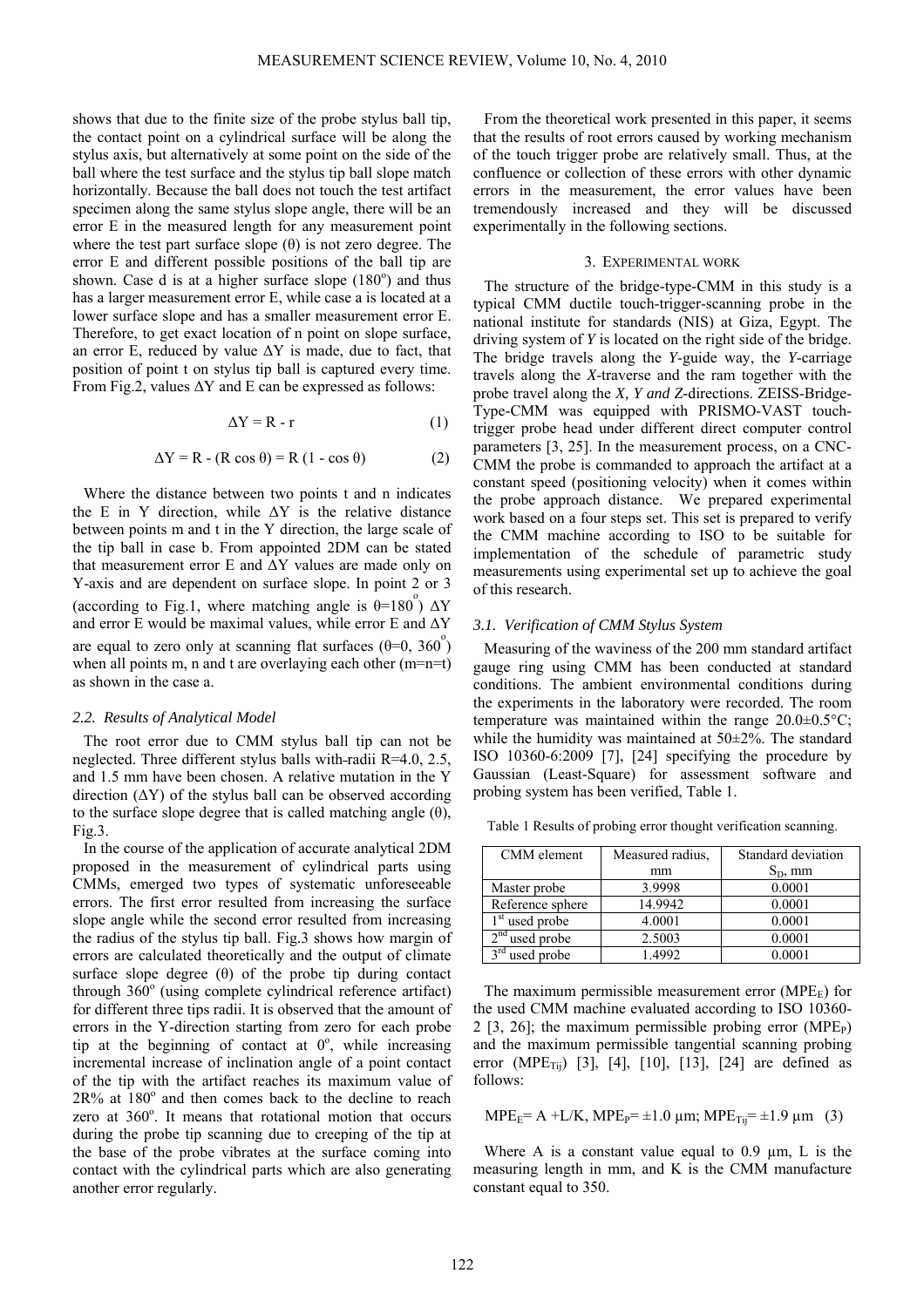shows that due to the finite size of the probe stylus ball tip, the contact point on a cylindrical surface will be along the stylus axis, but alternatively at some point on the side of the ball where the test surface and the stylus tip ball slope match horizontally. Because the ball does not touch the test artifact specimen along the same stylus slope angle, there will be an error E in the measured length for any measurement point where the test part surface slope (θ) is not zero degree. The error E and different possible positions of the ball tip are shown. Case d is at a higher surface slope (180°) and thus has a larger measurement error E, while case a is located at a lower surface slope and has a smaller measurement error E. Therefore, to get exact location of n point on slope surface, an error E, reduced by value ΔY is made, due to fact, that position of point t on stylus tip ball is captured every time. From Fig.2, values ΔY and E can be expressed as follows:

$$\Delta Y = R - r \tag{1}$$

$$\Delta Y = R - (R \cos \theta) = R\,(1 - \cos \theta) \tag{2}$$

Where the distance between two points t and n indicates the E in Y direction, while ΔY is the relative distance between points m and t in the Y direction, the large scale of the tip ball in case b. From appointed 2DM can be stated that measurement error E and ΔY values are made only on Y-axis and are dependent on surface slope. In point 2 or 3 (according to Fig.1, where matching angle is θ=180°) ΔY and error E would be maximal values, while error E and ΔY are equal to zero only at scanning flat surfaces (θ=0, 360°) when all points m, n and t are overlaying each other (m=n=t) as shown in the case a.

### *2.2. Results of Analytical Model*

The root error due to CMM stylus ball tip can not be neglected. Three different stylus balls with radii R=4.0, 2.5, and 1.5 mm have been chosen. A relative mutation in the Y direction (ΔY) of the stylus ball can be observed according to the surface slope degree that is called matching angle (θ), Fig.3.

In the course of the application of accurate analytical 2DM proposed in the measurement of cylindrical parts using CMMs, emerged two types of systematic unforeseeable errors. The first error resulted from increasing the surface slope angle while the second error resulted from increasing the radius of the stylus tip ball. Fig.3 shows how margin of errors are calculated theoretically and the output of climate surface slope degree (θ) of the probe tip during contact through 360° (using complete cylindrical reference artifact) for different three tips radii. It is observed that the amount of errors in the Y-direction starting from zero for each probe tip at the beginning of contact at 0°, while increasing incremental increase of inclination angle of a point contact of the tip with the artifact reaches its maximum value of 2R% at 180° and then comes back to the decline to reach zero at 360°. It means that rotational motion that occurs during the probe tip scanning due to creeping of the tip at the base of the probe vibrates at the surface coming into contact with the cylindrical parts which are also generating another error regularly.

From the theoretical work presented in this paper, it seems that the results of root errors caused by working mechanism of the touch trigger probe are relatively small. Thus, at the confluence or collection of these errors with other dynamic errors in the measurement, the error values have been tremendously increased and they will be discussed experimentally in the following sections.

## 3. EXPERIMENTAL WORK

The structure of the bridge-type-CMM in this study is a typical CMM ductile touch-trigger-scanning probe in the national institute for standards (NIS) at Giza, Egypt. The driving system of *Y* is located on the right side of the bridge. The bridge travels along the *Y*-guide way, the *Y*-carriage travels along the *X*-traverse and the ram together with the probe travel along the *X, Y and Z*-directions. ZEISS-Bridge-Type-CMM was equipped with PRISMO-VAST touch-trigger probe head under different direct computer control parameters [3, 25]. In the measurement process, on a CNC-CMM the probe is commanded to approach the artifact at a constant speed (positioning velocity) when it comes within the probe approach distance. We prepared experimental work based on a four steps set. This set is prepared to verify the CMM machine according to ISO to be suitable for implementation of the schedule of parametric study measurements using experimental set up to achieve the goal of this research.

### *3.1. Verification of CMM Stylus System*

Measuring of the waviness of the 200 mm standard artifact gauge ring using CMM has been conducted at standard conditions. The ambient environmental conditions during the experiments in the laboratory were recorded. The room temperature was maintained within the range 20.0±0.5°C; while the humidity was maintained at 50±2%. The standard ISO 10360-6:2009 [7], [24] specifying the procedure by Gaussian (Least-Square) for assessment software and probing system has been verified, Table 1.

Table 1 Results of probing error thought verification scanning.

| CMM element | Measured radius, mm | Standard deviation $S_D$, mm |
|---|---|---|
| Master probe | 3.9998 | 0.0001 |
| Reference sphere | 14.9942 | 0.0001 |
| 1st used probe | 4.0001 | 0.0001 |
| 2nd used probe | 2.5003 | 0.0001 |
| 3rd used probe | 1.4992 | 0.0001 |

The maximum permissible measurement error ($MPE_E$) for the used CMM machine evaluated according to ISO 10360-2 [3, 26]; the maximum permissible probing error ($MPE_P$) and the maximum permissible tangential scanning probing error ($MPE_{Tij}$) [3], [4], [10], [13], [24] are defined as follows:

$$MPE_E = A + L/K,\ MPE_P = \pm 1.0\ \mu m;\ MPE_{Tij} = \pm 1.9\ \mu m \tag{3}$$

Where A is a constant value equal to 0.9 µm, L is the measuring length in mm, and K is the CMM manufacture constant equal to 350.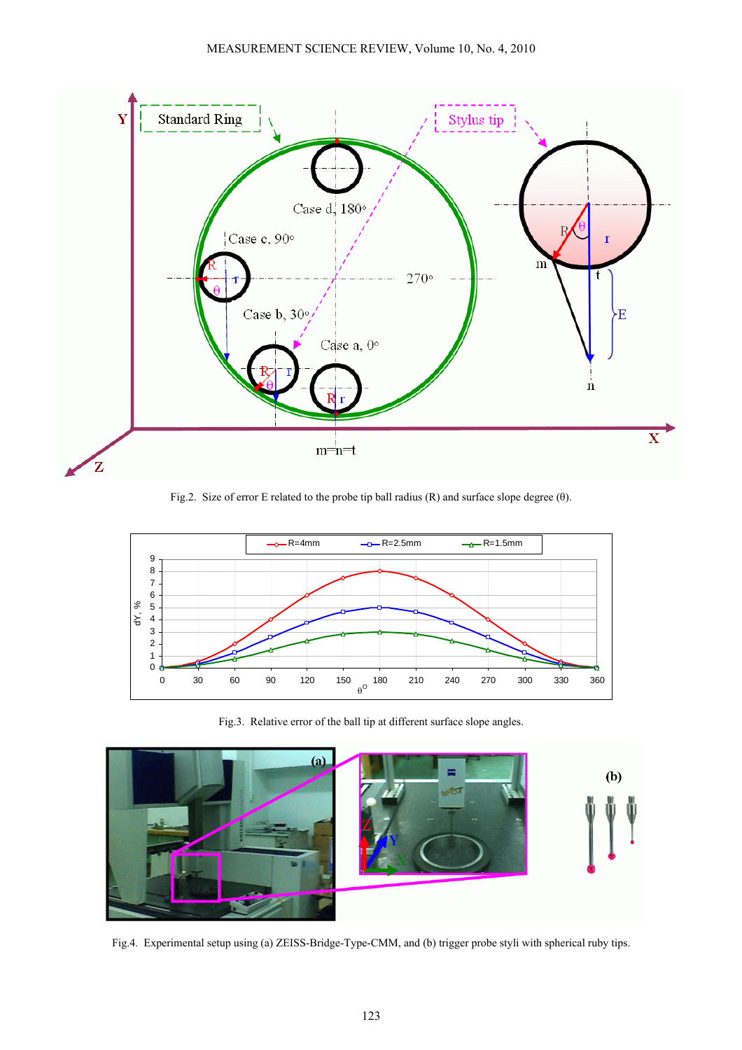Fig.2. Size of error E related to the probe tip ball radius (R) and surface slope degree (θ).

Fig.3. Relative error of the ball tip at different surface slope angles.

Fig.4. Experimental setup using (a) ZEISS-Bridge-Type-CMM, and (b) trigger probe styli with spherical ruby tips.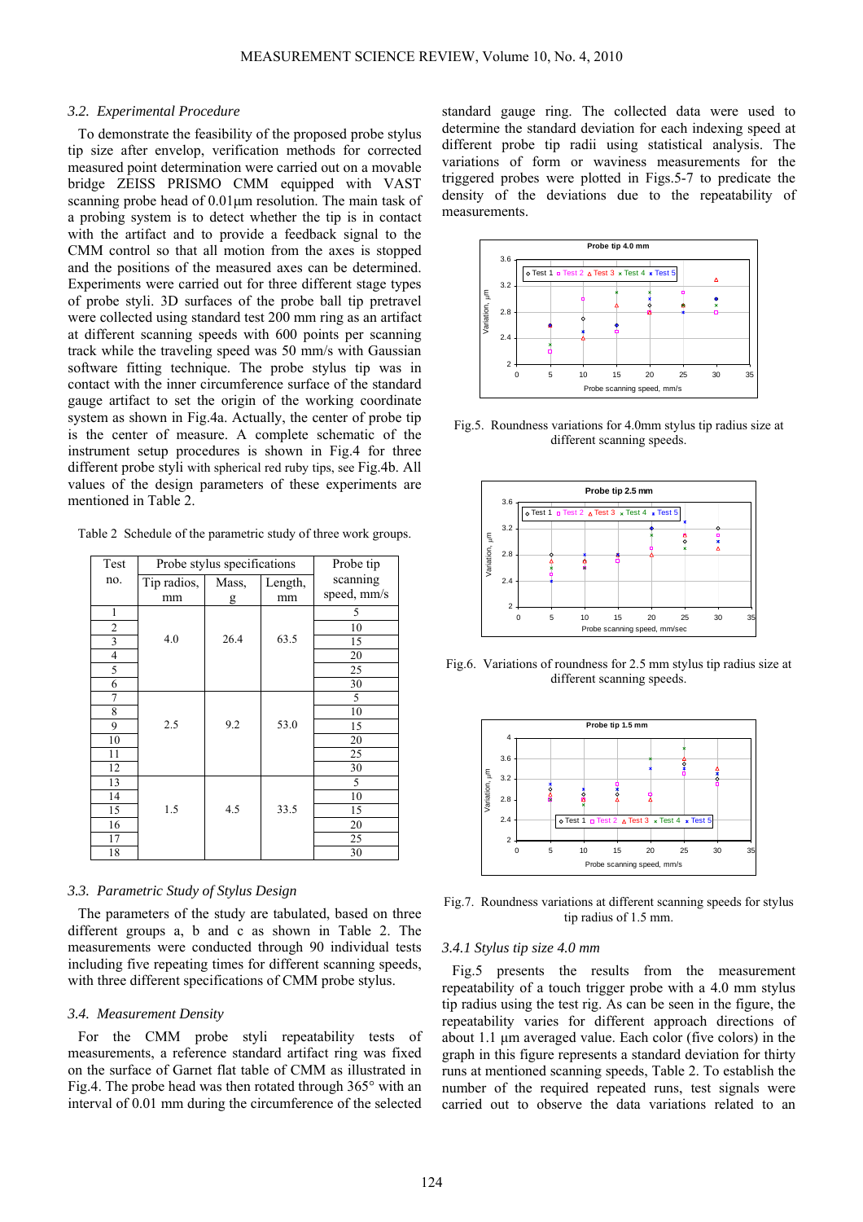### 3.2. Experimental Procedure

To demonstrate the feasibility of the proposed probe stylus tip size after envelop, verification methods for corrected measured point determination were carried out on a movable bridge ZEISS PRISMO CMM equipped with VAST scanning probe head of 0.01µm resolution. The main task of a probing system is to detect whether the tip is in contact with the artifact and to provide a feedback signal to the CMM control so that all motion from the axes is stopped and the positions of the measured axes can be determined. Experiments were carried out for three different stage types of probe styli. 3D surfaces of the probe ball tip pretravel were collected using standard test 200 mm ring as an artifact at different scanning speeds with 600 points per scanning track while the traveling speed was 50 mm/s with Gaussian software fitting technique. The probe stylus tip was in contact with the inner circumference surface of the standard gauge artifact to set the origin of the working coordinate system as shown in Fig.4a. Actually, the center of probe tip is the center of measure. A complete schematic of the instrument setup procedures is shown in Fig.4 for three different probe styli with spherical red ruby tips, see Fig.4b. All values of the design parameters of these experiments are mentioned in Table 2.

Table 2 Schedule of the parametric study of three work groups.

| Test no. | Probe stylus specifications | | | Probe tip scanning speed, mm/s |
|---|---|---|---|---|
| | Tip radios, mm | Mass, g | Length, mm | |
| 1 | 4.0 | 26.4 | 63.5 | 5 |
| 2 | | | | 10 |
| 3 | | | | 15 |
| 4 | | | | 20 |
| 5 | | | | 25 |
| 6 | | | | 30 |
| 7 | 2.5 | 9.2 | 53.0 | 5 |
| 8 | | | | 10 |
| 9 | | | | 15 |
| 10 | | | | 20 |
| 11 | | | | 25 |
| 12 | | | | 30 |
| 13 | 1.5 | 4.5 | 33.5 | 5 |
| 14 | | | | 10 |
| 15 | | | | 15 |
| 16 | | | | 20 |
| 17 | | | | 25 |
| 18 | | | | 30 |

### 3.3. Parametric Study of Stylus Design

The parameters of the study are tabulated, based on three different groups a, b and c as shown in Table 2. The measurements were conducted through 90 individual tests including five repeating times for different scanning speeds, with three different specifications of CMM probe stylus.

### 3.4. Measurement Density

For the CMM probe styli repeatability tests of measurements, a reference standard artifact ring was fixed on the surface of Garnet flat table of CMM as illustrated in Fig.4. The probe head was then rotated through 365° with an interval of 0.01 mm during the circumference of the selected standard gauge ring. The collected data were used to determine the standard deviation for each indexing speed at different probe tip radii using statistical analysis. The variations of form or waviness measurements for the triggered probes were plotted in Figs.5-7 to predicate the density of the deviations due to the repeatability of measurements.

Fig.5. Roundness variations for 4.0mm stylus tip radius size at different scanning speeds.

Fig.6. Variations of roundness for 2.5 mm stylus tip radius size at different scanning speeds.

Fig.7. Roundness variations at different scanning speeds for stylus tip radius of 1.5 mm.

#### 3.4.1 Stylus tip size 4.0 mm

Fig.5 presents the results from the measurement repeatability of a touch trigger probe with a 4.0 mm stylus tip radius using the test rig. As can be seen in the figure, the repeatability varies for different approach directions of about 1.1 µm averaged value. Each color (five colors) in the graph in this figure represents a standard deviation for thirty runs at mentioned scanning speeds, Table 2. To establish the number of the required repeated runs, test signals were carried out to observe the data variations related to an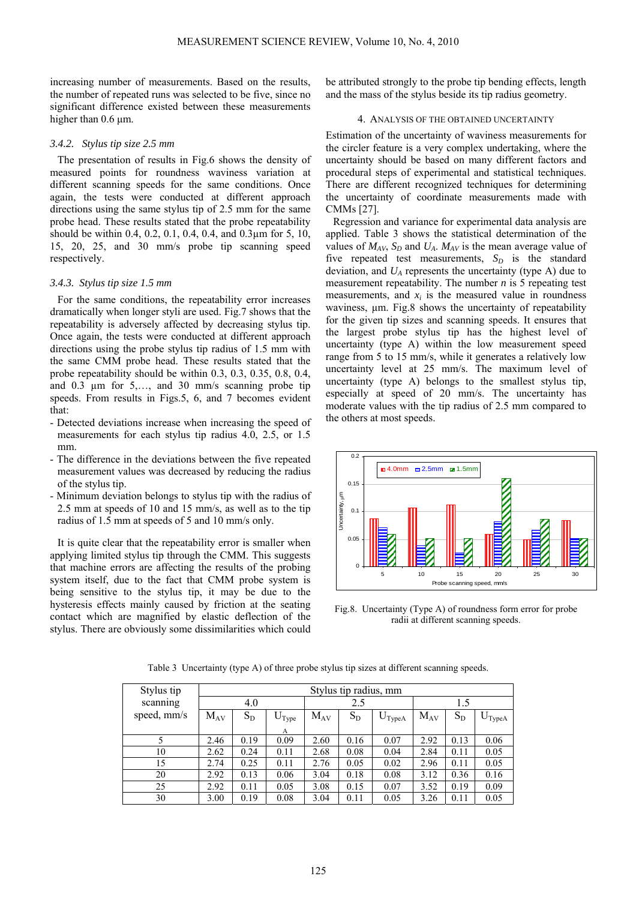increasing number of measurements. Based on the results, the number of repeated runs was selected to be five, since no significant difference existed between these measurements higher than 0.6 µm.

### *3.4.2. Stylus tip size 2.5 mm*

The presentation of results in Fig.6 shows the density of measured points for roundness waviness variation at different scanning speeds for the same conditions. Once again, the tests were conducted at different approach directions using the same stylus tip of 2.5 mm for the same probe head. These results stated that the probe repeatability should be within 0.4, 0.2, 0.1, 0.4, 0.4, and 0.3µm for 5, 10, 15, 20, 25, and 30 mm/s probe tip scanning speed respectively.

### *3.4.3. Stylus tip size 1.5 mm*

For the same conditions, the repeatability error increases dramatically when longer styli are used. Fig.7 shows that the repeatability is adversely affected by decreasing stylus tip. Once again, the tests were conducted at different approach directions using the probe stylus tip radius of 1.5 mm with the same CMM probe head. These results stated that the probe repeatability should be within 0.3, 0.3, 0.35, 0.8, 0.4, and 0.3 µm for 5,…, and 30 mm/s scanning probe tip speeds. From results in Figs.5, 6, and 7 becomes evident that:

- Detected deviations increase when increasing the speed of measurements for each stylus tip radius 4.0, 2.5, or 1.5 mm.
- The difference in the deviations between the five repeated measurement values was decreased by reducing the radius of the stylus tip.
- Minimum deviation belongs to stylus tip with the radius of 2.5 mm at speeds of 10 and 15 mm/s, as well as to the tip radius of 1.5 mm at speeds of 5 and 10 mm/s only.

It is quite clear that the repeatability error is smaller when applying limited stylus tip through the CMM. This suggests that machine errors are affecting the results of the probing system itself, due to the fact that CMM probe system is being sensitive to the stylus tip, it may be due to the hysteresis effects mainly caused by friction at the seating contact which are magnified by elastic deflection of the stylus. There are obviously some dissimilarities which could be attributed strongly to the probe tip bending effects, length and the mass of the stylus beside its tip radius geometry.

## 4. Analysis of the obtained uncertainty

Estimation of the uncertainty of waviness measurements for the circler feature is a very complex undertaking, where the uncertainty should be based on many different factors and procedural steps of experimental and statistical techniques. There are different recognized techniques for determining the uncertainty of coordinate measurements made with CMMs [27].

Regression and variance for experimental data analysis are applied. Table 3 shows the statistical determination of the values of $M_{AV}$, $S_D$ and $U_A$. $M_{AV}$ is the mean average value of five repeated test measurements, $S_D$ is the standard deviation, and $U_A$ represents the uncertainty (type A) due to measurement repeatability. The number $n$ is 5 repeating test measurements, and $x_i$ is the measured value in roundness waviness, µm. Fig.8 shows the uncertainty of repeatability for the given tip sizes and scanning speeds. It ensures that the largest probe stylus tip has the highest level of uncertainty (type A) within the low measurement speed range from 5 to 15 mm/s, while it generates a relatively low uncertainty level at 25 mm/s. The maximum level of uncertainty (type A) belongs to the smallest stylus tip, especially at speed of 20 mm/s. The uncertainty has moderate values with the tip radius of 2.5 mm compared to the others at most speeds.

Fig.8. Uncertainty (Type A) of roundness form error for probe radii at different scanning speeds.

Table 3 Uncertainty (type A) of three probe stylus tip sizes at different scanning speeds.

| Stylus tip scanning speed, mm/s | Stylus tip radius, mm | | | | | | | | |
|---|---|---|---|---|---|---|---|---|---|
| | 4.0 | | | 2.5 | | | 1.5 | | |
| | $M_{AV}$ | $S_D$ | $U_{TypeA}$ | $M_{AV}$ | $S_D$ | $U_{TypeA}$ | $M_{AV}$ | $S_D$ | $U_{TypeA}$ |
| 5 | 2.46 | 0.19 | 0.09 | 2.60 | 0.16 | 0.07 | 2.92 | 0.13 | 0.06 |
| 10 | 2.62 | 0.24 | 0.11 | 2.68 | 0.08 | 0.04 | 2.84 | 0.11 | 0.05 |
| 15 | 2.74 | 0.25 | 0.11 | 2.76 | 0.05 | 0.02 | 2.96 | 0.11 | 0.05 |
| 20 | 2.92 | 0.13 | 0.06 | 3.04 | 0.18 | 0.08 | 3.12 | 0.36 | 0.16 |
| 25 | 2.92 | 0.11 | 0.05 | 3.08 | 0.15 | 0.07 | 3.52 | 0.19 | 0.09 |
| 30 | 3.00 | 0.19 | 0.08 | 3.04 | 0.11 | 0.05 | 3.26 | 0.11 | 0.05 |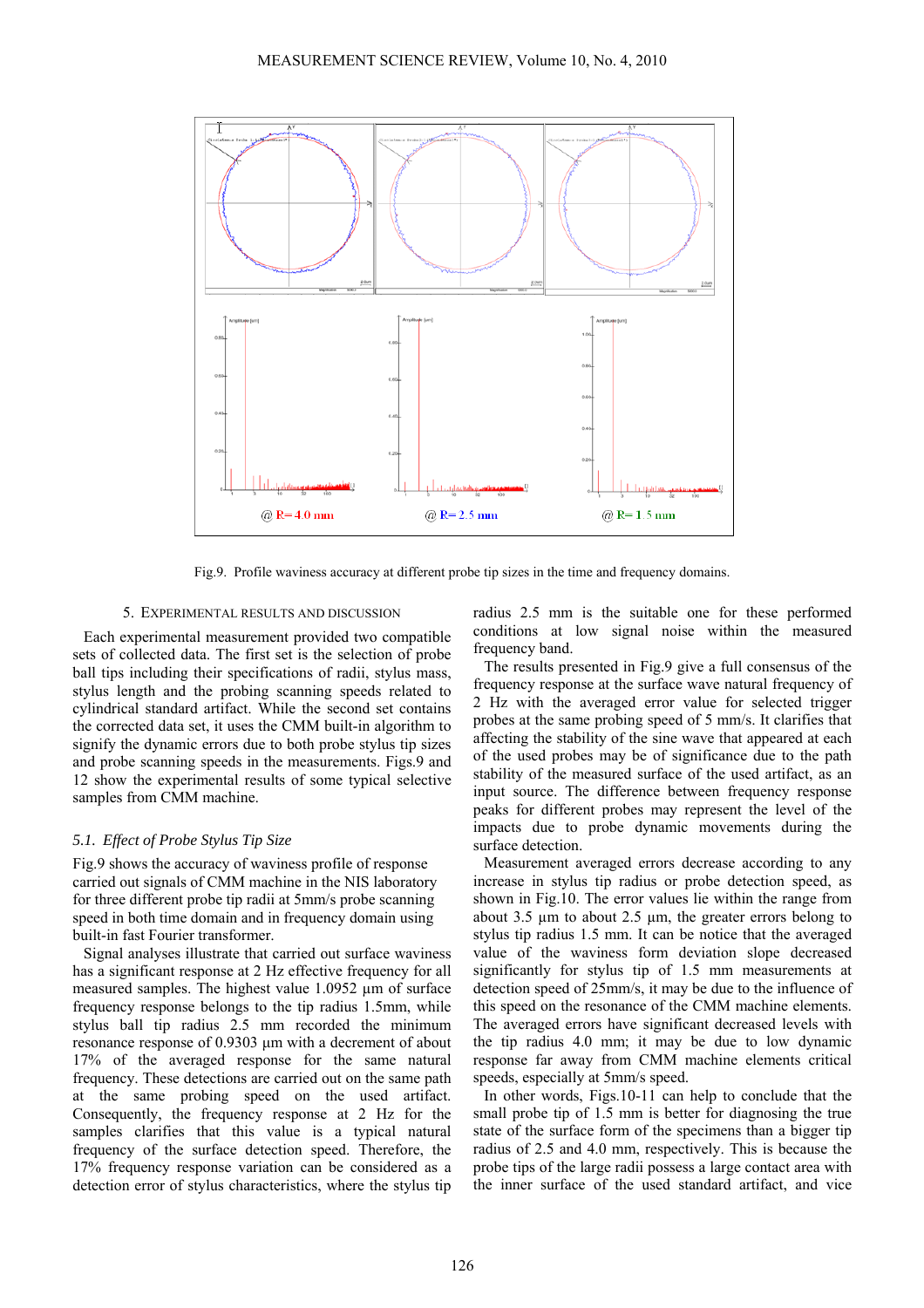Fig.9. Profile waviness accuracy at different probe tip sizes in the time and frequency domains.

## 5. Experimental results and discussion

Each experimental measurement provided two compatible sets of collected data. The first set is the selection of probe ball tips including their specifications of radii, stylus mass, stylus length and the probing scanning speeds related to cylindrical standard artifact. While the second set contains the corrected data set, it uses the CMM built-in algorithm to signify the dynamic errors due to both probe stylus tip sizes and probe scanning speeds in the measurements. Figs.9 and 12 show the experimental results of some typical selective samples from CMM machine.

### *5.1. Effect of Probe Stylus Tip Size*

Fig.9 shows the accuracy of waviness profile of response carried out signals of CMM machine in the NIS laboratory for three different probe tip radii at 5mm/s probe scanning speed in both time domain and in frequency domain using built-in fast Fourier transformer.

Signal analyses illustrate that carried out surface waviness has a significant response at 2 Hz effective frequency for all measured samples. The highest value 1.0952 µm of surface frequency response belongs to the tip radius 1.5mm, while stylus ball tip radius 2.5 mm recorded the minimum resonance response of 0.9303 µm with a decrement of about 17% of the averaged response for the same natural frequency. These detections are carried out on the same path at the same probing speed on the used artifact. Consequently, the frequency response at 2 Hz for the samples clarifies that this value is a typical natural frequency of the surface detection speed. Therefore, the 17% frequency response variation can be considered as a detection error of stylus characteristics, where the stylus tip radius 2.5 mm is the suitable one for these performed conditions at low signal noise within the measured frequency band.

The results presented in Fig.9 give a full consensus of the frequency response at the surface wave natural frequency of 2 Hz with the averaged error value for selected trigger probes at the same probing speed of 5 mm/s. It clarifies that affecting the stability of the sine wave that appeared at each of the used probes may be of significance due to the path stability of the measured surface of the used artifact, as an input source. The difference between frequency response peaks for different probes may represent the level of the impacts due to probe dynamic movements during the surface detection.

Measurement averaged errors decrease according to any increase in stylus tip radius or probe detection speed, as shown in Fig.10. The error values lie within the range from about 3.5 µm to about 2.5 µm, the greater errors belong to stylus tip radius 1.5 mm. It can be notice that the averaged value of the waviness form deviation slope decreased significantly for stylus tip of 1.5 mm measurements at detection speed of 25mm/s, it may be due to the influence of this speed on the resonance of the CMM machine elements. The averaged errors have significant decreased levels with the tip radius 4.0 mm; it may be due to low dynamic response far away from CMM machine elements critical speeds, especially at 5mm/s speed.

In other words, Figs.10-11 can help to conclude that the small probe tip of 1.5 mm is better for diagnosing the true state of the surface form of the specimens than a bigger tip radius of 2.5 and 4.0 mm, respectively. This is because the probe tips of the large radii possess a large contact area with the inner surface of the used standard artifact, and vice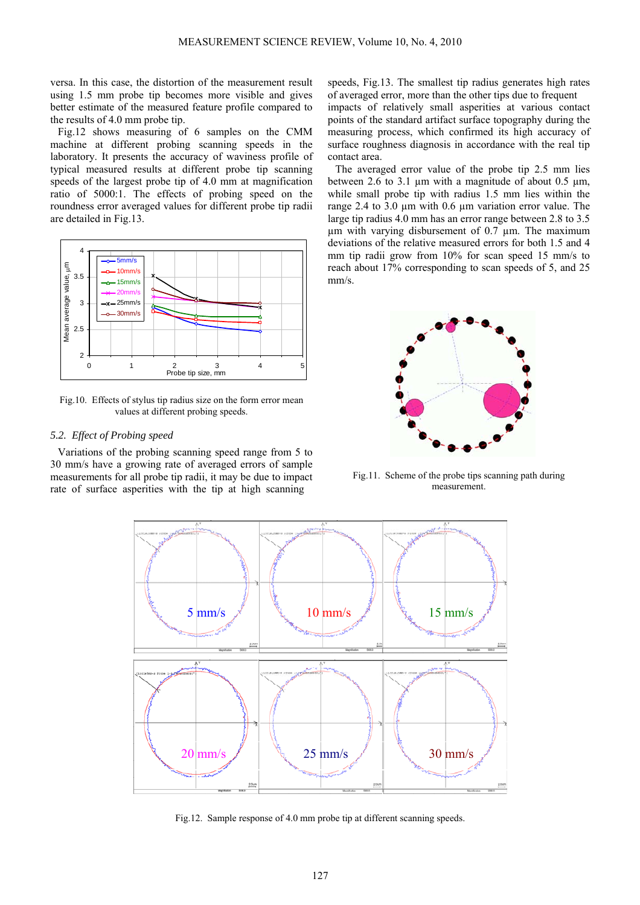versa. In this case, the distortion of the measurement result using 1.5 mm probe tip becomes more visible and gives better estimate of the measured feature profile compared to the results of 4.0 mm probe tip.

Fig.12 shows measuring of 6 samples on the CMM machine at different probing scanning speeds in the laboratory. It presents the accuracy of waviness profile of typical measured results at different probe tip scanning speeds of the largest probe tip of 4.0 mm at magnification ratio of 5000:1. The effects of probing speed on the roundness error averaged values for different probe tip radii are detailed in Fig.13.

Fig.10. Effects of stylus tip radius size on the form error mean values at different probing speeds.

### 5.2. *Effect of Probing speed*

Variations of the probing scanning speed range from 5 to 30 mm/s have a growing rate of averaged errors of sample measurements for all probe tip radii, it may be due to impact rate of surface asperities with the tip at high scanning speeds, Fig.13. The smallest tip radius generates high rates of averaged error, more than the other tips due to frequent impacts of relatively small asperities at various contact points of the standard artifact surface topography during the measuring process, which confirmed its high accuracy of surface roughness diagnosis in accordance with the real tip contact area.

The averaged error value of the probe tip 2.5 mm lies between 2.6 to 3.1 µm with a magnitude of about 0.5 µm, while small probe tip with radius 1.5 mm lies within the range 2.4 to 3.0 µm with 0.6 µm variation error value. The large tip radius 4.0 mm has an error range between 2.8 to 3.5 µm with varying disbursement of 0.7 µm. The maximum deviations of the relative measured errors for both 1.5 and 4 mm tip radii grow from 10% for scan speed 15 mm/s to reach about 17% corresponding to scan speeds of 5, and 25 mm/s.

Fig.11. Scheme of the probe tips scanning path during measurement.

Fig.12. Sample response of 4.0 mm probe tip at different scanning speeds.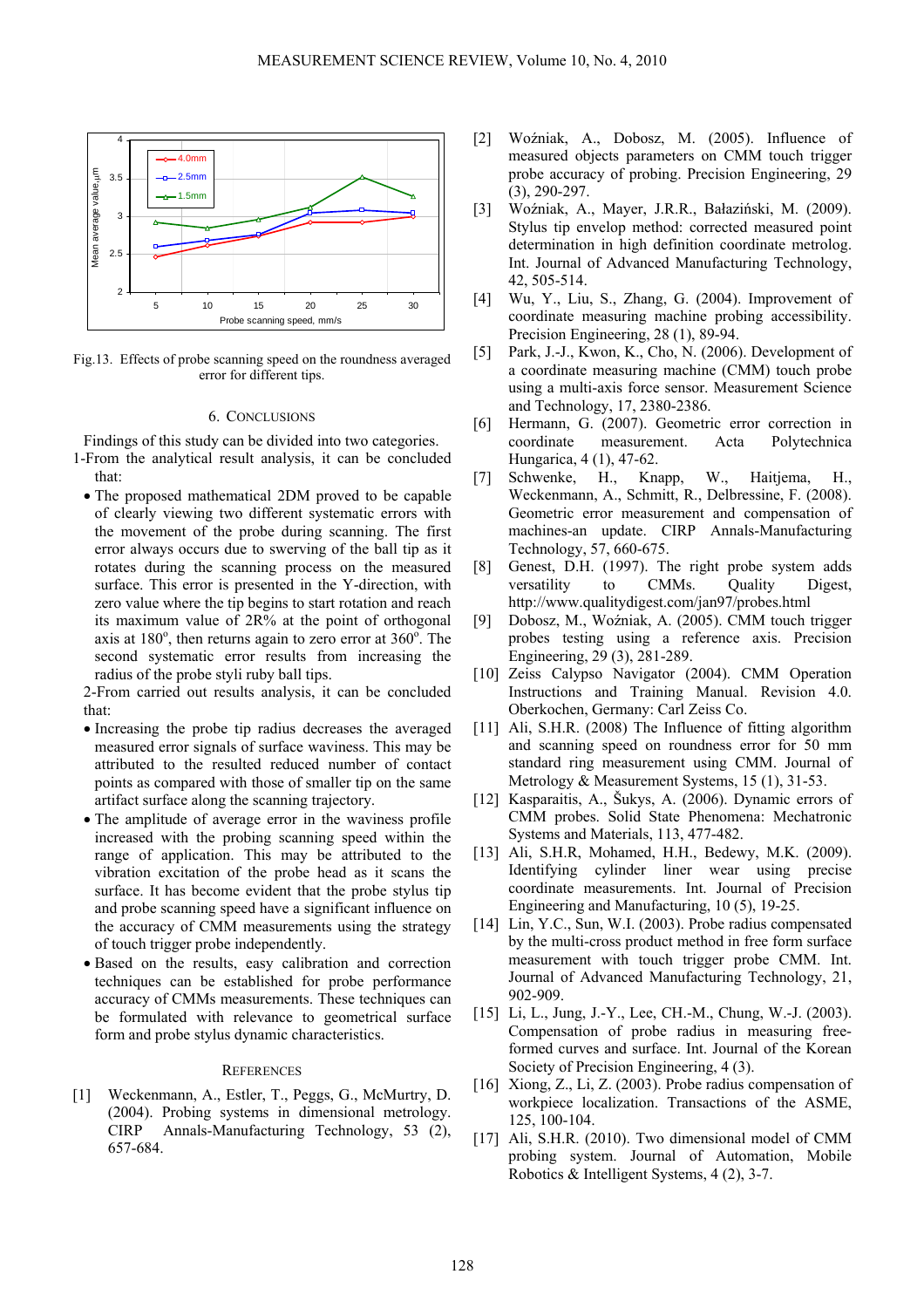Fig.13. Effects of probe scanning speed on the roundness averaged error for different tips.

## 6. CONCLUSIONS

Findings of this study can be divided into two categories.

1-From the analytical result analysis, it can be concluded that:

- The proposed mathematical 2DM proved to be capable of clearly viewing two different systematic errors with the movement of the probe during scanning. The first error always occurs due to swerving of the ball tip as it rotates during the scanning process on the measured surface. This error is presented in the Y-direction, with zero value where the tip begins to start rotation and reach its maximum value of 2R% at the point of orthogonal axis at 180°, then returns again to zero error at 360°. The second systematic error results from increasing the radius of the probe styli ruby ball tips.

2-From carried out results analysis, it can be concluded that:

- Increasing the probe tip radius decreases the averaged measured error signals of surface waviness. This may be attributed to the resulted reduced number of contact points as compared with those of smaller tip on the same artifact surface along the scanning trajectory.
- The amplitude of average error in the waviness profile increased with the probing scanning speed within the range of application. This may be attributed to the vibration excitation of the probe head as it scans the surface. It has become evident that the probe stylus tip and probe scanning speed have a significant influence on the accuracy of CMM measurements using the strategy of touch trigger probe independently.
- Based on the results, easy calibration and correction techniques can be established for probe performance accuracy of CMMs measurements. These techniques can be formulated with relevance to geometrical surface form and probe stylus dynamic characteristics.

## REFERENCES

[1] Weckenmann, A., Estler, T., Peggs, G., McMurtry, D. (2004). Probing systems in dimensional metrology. CIRP Annals-Manufacturing Technology, 53 (2), 657-684.

[2] Woźniak, A., Dobosz, M. (2005). Influence of measured objects parameters on CMM touch trigger probe accuracy of probing. Precision Engineering, 29 (3), 290-297.

[3] Woźniak, A., Mayer, J.R.R., Bałaziński, M. (2009). Stylus tip envelop method: corrected measured point determination in high definition coordinate metrolog. Int. Journal of Advanced Manufacturing Technology, 42, 505-514.

[4] Wu, Y., Liu, S., Zhang, G. (2004). Improvement of coordinate measuring machine probing accessibility. Precision Engineering, 28 (1), 89-94.

[5] Park, J.-J., Kwon, K., Cho, N. (2006). Development of a coordinate measuring machine (CMM) touch probe using a multi-axis force sensor. Measurement Science and Technology, 17, 2380-2386.

[6] Hermann, G. (2007). Geometric error correction in coordinate measurement. Acta Polytechnica Hungarica, 4 (1), 47-62.

[7] Schwenke, H., Knapp, W., Haitjema, H., Weckenmann, A., Schmitt, R., Delbressine, F. (2008). Geometric error measurement and compensation of machines-an update. CIRP Annals-Manufacturing Technology, 57, 660-675.

[8] Genest, D.H. (1997). The right probe system adds versatility to CMMs. Quality Digest, http://www.qualitydigest.com/jan97/probes.html

[9] Dobosz, M., Woźniak, A. (2005). CMM touch trigger probes testing using a reference axis. Precision Engineering, 29 (3), 281-289.

[10] Zeiss Calypso Navigator (2004). CMM Operation Instructions and Training Manual. Revision 4.0. Oberkochen, Germany: Carl Zeiss Co.

[11] Ali, S.H.R. (2008) The Influence of fitting algorithm and scanning speed on roundness error for 50 mm standard ring measurement using CMM. Journal of Metrology & Measurement Systems, 15 (1), 31-53.

[12] Kasparaitis, A., Šukys, A. (2006). Dynamic errors of CMM probes. Solid State Phenomena: Mechatronic Systems and Materials, 113, 477-482.

[13] Ali, S.H.R, Mohamed, H.H., Bedewy, M.K. (2009). Identifying cylinder liner wear using precise coordinate measurements. Int. Journal of Precision Engineering and Manufacturing, 10 (5), 19-25.

[14] Lin, Y.C., Sun, W.I. (2003). Probe radius compensated by the multi-cross product method in free form surface measurement with touch trigger probe CMM. Int. Journal of Advanced Manufacturing Technology, 21, 902-909.

[15] Li, L., Jung, J.-Y., Lee, CH.-M., Chung, W.-J. (2003). Compensation of probe radius in measuring free-formed curves and surface. Int. Journal of the Korean Society of Precision Engineering, 4 (3).

[16] Xiong, Z., Li, Z. (2003). Probe radius compensation of workpiece localization. Transactions of the ASME, 125, 100-104.

[17] Ali, S.H.R. (2010). Two dimensional model of CMM probing system. Journal of Automation, Mobile Robotics & Intelligent Systems, 4 (2), 3-7.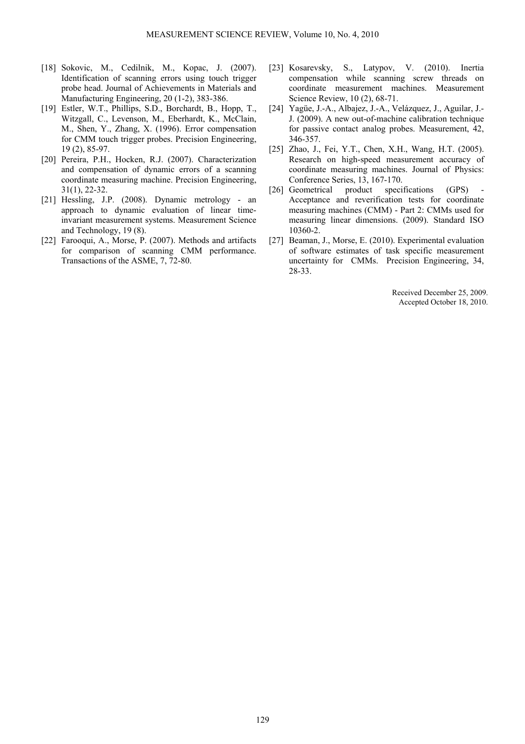[18] Sokovic, M., Cedilnik, M., Kopac, J. (2007). Identification of scanning errors using touch trigger probe head. Journal of Achievements in Materials and Manufacturing Engineering, 20 (1-2), 383-386.

[19] Estler, W.T., Phillips, S.D., Borchardt, B., Hopp, T., Witzgall, C., Levenson, M., Eberhardt, K., McClain, M., Shen, Y., Zhang, X. (1996). Error compensation for CMM touch trigger probes. Precision Engineering, 19 (2), 85-97.

[20] Pereira, P.H., Hocken, R.J. (2007). Characterization and compensation of dynamic errors of a scanning coordinate measuring machine. Precision Engineering, 31(1), 22-32.

[21] Hessling, J.P. (2008). Dynamic metrology - an approach to dynamic evaluation of linear time-invariant measurement systems. Measurement Science and Technology, 19 (8).

[22] Farooqui, A., Morse, P. (2007). Methods and artifacts for comparison of scanning CMM performance. Transactions of the ASME, 7, 72-80.

[23] Kosarevsky, S., Latypov, V. (2010). Inertia compensation while scanning screw threads on coordinate measurement machines. Measurement Science Review, 10 (2), 68-71.

[24] Yagüe, J.-A., Albajez, J.-A., Velázquez, J., Aguilar, J.-J. (2009). A new out-of-machine calibration technique for passive contact analog probes. Measurement, 42, 346-357.

[25] Zhao, J., Fei, Y.T., Chen, X.H., Wang, H.T. (2005). Research on high-speed measurement accuracy of coordinate measuring machines. Journal of Physics: Conference Series, 13, 167-170.

[26] Geometrical product specifications (GPS) - Acceptance and reverification tests for coordinate measuring machines (CMM) - Part 2: CMMs used for measuring linear dimensions. (2009). Standard ISO 10360-2.

[27] Beaman, J., Morse, E. (2010). Experimental evaluation of software estimates of task specific measurement uncertainty for CMMs. Precision Engineering, 34, 28-33.

Received December 25, 2009.
Accepted October 18, 2010.